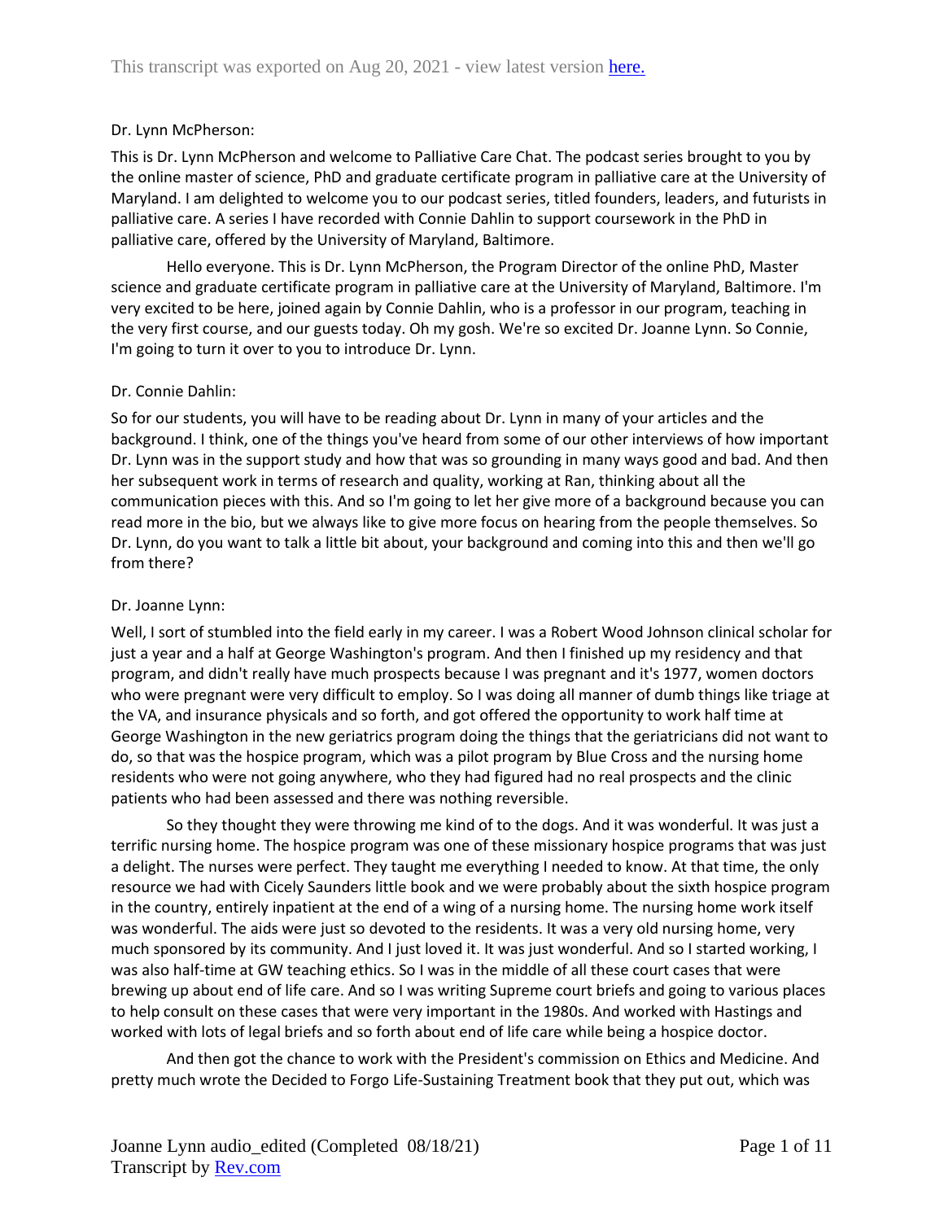Dr. Lynn McPherson:

This is Dr. Lynn McPherson and welcome to Palliative Care Chat. The podcast series brought to you by the online master of science, PhD and graduate certificate program in palliative care at the University of Maryland. I am delighted to welcome you to our podcast series, titled founders, leaders, and futurists in palliative care. A series I have recorded with Connie Dahlin to support coursework in the PhD in palliative care, offered by the University of Maryland, Baltimore.

Hello everyone. This is Dr. Lynn McPherson, the Program Director of the online PhD, Master science and graduate certificate program in palliative care at the University of Maryland, Baltimore. I'm very excited to be here, joined again by Connie Dahlin, who is a professor in our program, teaching in the very first course, and our guests today. Oh my gosh. We're so excited Dr. Joanne Lynn. So Connie, I'm going to turn it over to you to introduce Dr. Lynn.

Dr. Connie Dahlin:

So for our students, you will have to be reading about Dr. Lynn in many of your articles and the background. I think, one of the things you've heard from some of our other interviews of how important Dr. Lynn was in the support study and how that was so grounding in many ways good and bad. And then her subsequent work in terms of research and quality, working at Ran, thinking about all the communication pieces with this. And so I'm going to let her give more of a background because you can read more in the bio, but we always like to give more focus on hearing from the people themselves. So Dr. Lynn, do you want to talk a little bit about, your background and coming into this and then we'll go from there?

Dr. Joanne Lynn:

Well, I sort of stumbled into the field early in my career. I was a Robert Wood Johnson clinical scholar for just a year and a half at George Washington's program. And then I finished up my residency and that program, and didn't really have much prospects because I was pregnant and it's 1977, women doctors who were pregnant were very difficult to employ. So I was doing all manner of dumb things like triage at the VA, and insurance physicals and so forth, and got offered the opportunity to work half time at George Washington in the new geriatrics program doing the things that the geriatricians did not want to do, so that was the hospice program, which was a pilot program by Blue Cross and the nursing home residents who were not going anywhere, who they had figured had no real prospects and the clinic patients who had been assessed and there was nothing reversible.

So they thought they were throwing me kind of to the dogs. And it was wonderful. It was just a terrific nursing home. The hospice program was one of these missionary hospice programs that was just a delight. The nurses were perfect. They taught me everything I needed to know. At that time, the only resource we had with Cicely Saunders little book and we were probably about the sixth hospice program in the country, entirely inpatient at the end of a wing of a nursing home. The nursing home work itself was wonderful. The aids were just so devoted to the residents. It was a very old nursing home, very much sponsored by its community. And I just loved it. It was just wonderful. And so I started working, I was also half-time at GW teaching ethics. So I was in the middle of all these court cases that were brewing up about end of life care. And so I was writing Supreme court briefs and going to various places to help consult on these cases that were very important in the 1980s. And worked with Hastings and worked with lots of legal briefs and so forth about end of life care while being a hospice doctor.

And then got the chance to work with the President's commission on Ethics and Medicine. And pretty much wrote the Decided to Forgo Life-Sustaining Treatment book that they put out, which was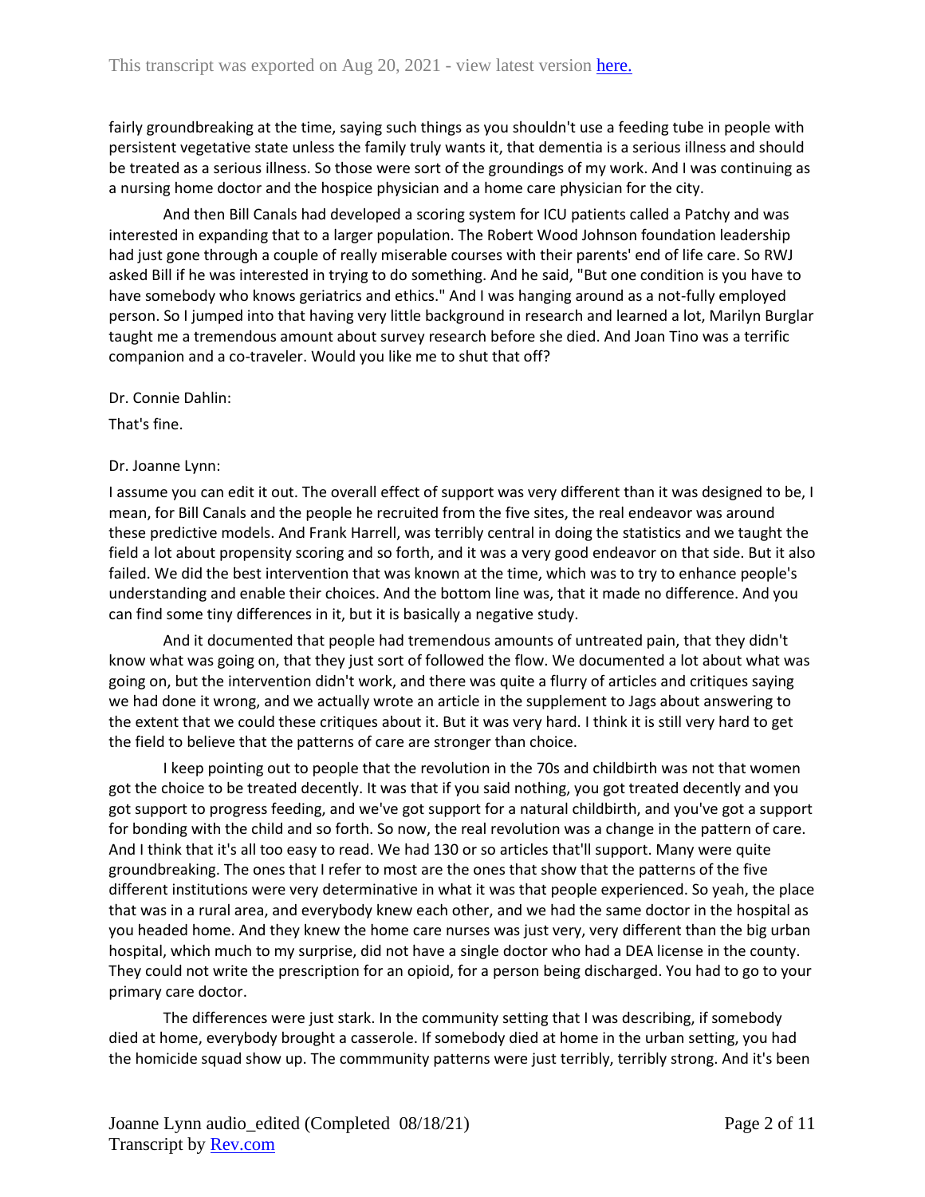fairly groundbreaking at the time, saying such things as you shouldn't use a feeding tube in people with persistent vegetative state unless the family truly wants it, that dementia is a serious illness and should be treated as a serious illness. So those were sort of the groundings of my work. And I was continuing as a nursing home doctor and the hospice physician and a home care physician for the city.

And then Bill Canals had developed a scoring system for ICU patients called a Patchy and was interested in expanding that to a larger population. The Robert Wood Johnson foundation leadership had just gone through a couple of really miserable courses with their parents' end of life care. So RWJ asked Bill if he was interested in trying to do something. And he said, "But one condition is you have to have somebody who knows geriatrics and ethics." And I was hanging around as a not-fully employed person. So I jumped into that having very little background in research and learned a lot, Marilyn Burglar taught me a tremendous amount about survey research before she died. And Joan Tino was a terrific companion and a co-traveler. Would you like me to shut that off?

Dr. Connie Dahlin:

That's fine.

Dr. Joanne Lynn:

I assume you can edit it out. The overall effect of support was very different than it was designed to be, I mean, for Bill Canals and the people he recruited from the five sites, the real endeavor was around these predictive models. And Frank Harrell, was terribly central in doing the statistics and we taught the field a lot about propensity scoring and so forth, and it was a very good endeavor on that side. But it also failed. We did the best intervention that was known at the time, which was to try to enhance people's understanding and enable their choices. And the bottom line was, that it made no difference. And you can find some tiny differences in it, but it is basically a negative study.

And it documented that people had tremendous amounts of untreated pain, that they didn't know what was going on, that they just sort of followed the flow. We documented a lot about what was going on, but the intervention didn't work, and there was quite a flurry of articles and critiques saying we had done it wrong, and we actually wrote an article in the supplement to Jags about answering to the extent that we could these critiques about it. But it was very hard. I think it is still very hard to get the field to believe that the patterns of care are stronger than choice.

I keep pointing out to people that the revolution in the 70s and childbirth was not that women got the choice to be treated decently. It was that if you said nothing, you got treated decently and you got support to progress feeding, and we've got support for a natural childbirth, and you've got a support for bonding with the child and so forth. So now, the real revolution was a change in the pattern of care. And I think that it's all too easy to read. We had 130 or so articles that'll support. Many were quite groundbreaking. The ones that I refer to most are the ones that show that the patterns of the five different institutions were very determinative in what it was that people experienced. So yeah, the place that was in a rural area, and everybody knew each other, and we had the same doctor in the hospital as you headed home. And they knew the home care nurses was just very, very different than the big urban hospital, which much to my surprise, did not have a single doctor who had a DEA license in the county. They could not write the prescription for an opioid, for a person being discharged. You had to go to your primary care doctor.

The differences were just stark. In the community setting that I was describing, if somebody died at home, everybody brought a casserole. If somebody died at home in the urban setting, you had the homicide squad show up. The commmunity patterns were just terribly, terribly strong. And it's been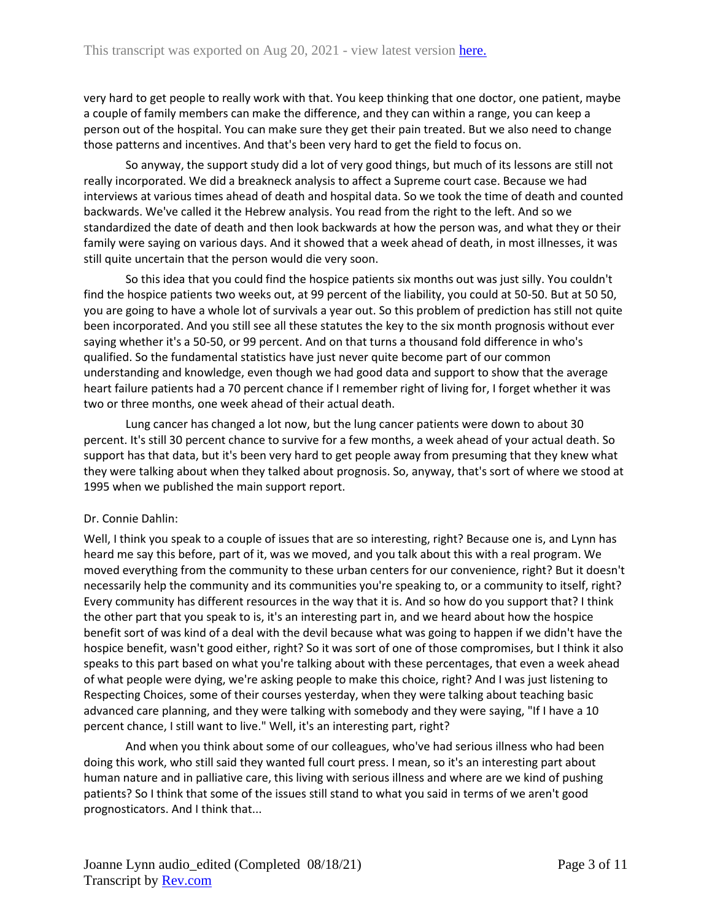very hard to get people to really work with that. You keep thinking that one doctor, one patient, maybe a couple of family members can make the difference, and they can within a range, you can keep a person out of the hospital. You can make sure they get their pain treated. But we also need to change those patterns and incentives. And that's been very hard to get the field to focus on.

So anyway, the support study did a lot of very good things, but much of its lessons are still not really incorporated. We did a breakneck analysis to affect a Supreme court case. Because we had interviews at various times ahead of death and hospital data. So we took the time of death and counted backwards. We've called it the Hebrew analysis. You read from the right to the left. And so we standardized the date of death and then look backwards at how the person was, and what they or their family were saying on various days. And it showed that a week ahead of death, in most illnesses, it was still quite uncertain that the person would die very soon.

So this idea that you could find the hospice patients six months out was just silly. You couldn't find the hospice patients two weeks out, at 99 percent of the liability, you could at 50-50. But at 50 50, you are going to have a whole lot of survivals a year out. So this problem of prediction has still not quite been incorporated. And you still see all these statutes the key to the six month prognosis without ever saying whether it's a 50-50, or 99 percent. And on that turns a thousand fold difference in who's qualified. So the fundamental statistics have just never quite become part of our common understanding and knowledge, even though we had good data and support to show that the average heart failure patients had a 70 percent chance if I remember right of living for, I forget whether it was two or three months, one week ahead of their actual death.

Lung cancer has changed a lot now, but the lung cancer patients were down to about 30 percent. It's still 30 percent chance to survive for a few months, a week ahead of your actual death. So support has that data, but it's been very hard to get people away from presuming that they knew what they were talking about when they talked about prognosis. So, anyway, that's sort of where we stood at 1995 when we published the main support report.

Dr. Connie Dahlin:

Well, I think you speak to a couple of issues that are so interesting, right? Because one is, and Lynn has heard me say this before, part of it, was we moved, and you talk about this with a real program. We moved everything from the community to these urban centers for our convenience, right? But it doesn't necessarily help the community and its communities you're speaking to, or a community to itself, right? Every community has different resources in the way that it is. And so how do you support that? I think the other part that you speak to is, it's an interesting part in, and we heard about how the hospice benefit sort of was kind of a deal with the devil because what was going to happen if we didn't have the hospice benefit, wasn't good either, right? So it was sort of one of those compromises, but I think it also speaks to this part based on what you're talking about with these percentages, that even a week ahead of what people were dying, we're asking people to make this choice, right? And I was just listening to Respecting Choices, some of their courses yesterday, when they were talking about teaching basic advanced care planning, and they were talking with somebody and they were saying, "If I have a 10 percent chance, I still want to live." Well, it's an interesting part, right?

And when you think about some of our colleagues, who've had serious illness who had been doing this work, who still said they wanted full court press. I mean, so it's an interesting part about human nature and in palliative care, this living with serious illness and where are we kind of pushing patients? So I think that some of the issues still stand to what you said in terms of we aren't good prognosticators. And I think that...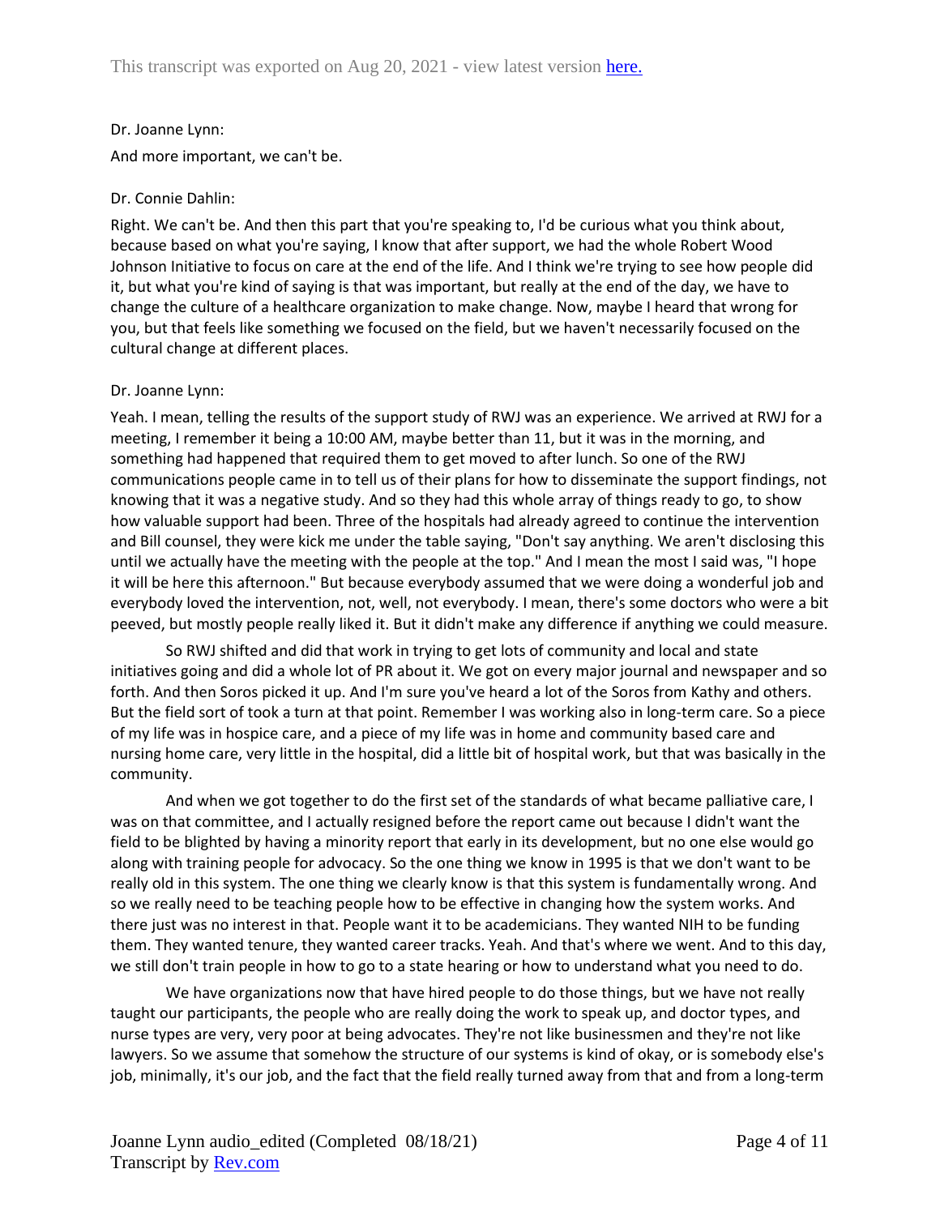Dr. Joanne Lynn:

And more important, we can't be.

Dr. Connie Dahlin:

Right. We can't be. And then this part that you're speaking to, I'd be curious what you think about, because based on what you're saying, I know that after support, we had the whole Robert Wood Johnson Initiative to focus on care at the end of the life. And I think we're trying to see how people did it, but what you're kind of saying is that was important, but really at the end of the day, we have to change the culture of a healthcare organization to make change. Now, maybe I heard that wrong for you, but that feels like something we focused on the field, but we haven't necessarily focused on the cultural change at different places.

Dr. Joanne Lynn:

Yeah. I mean, telling the results of the support study of RWJ was an experience. We arrived at RWJ for a meeting, I remember it being a 10:00 AM, maybe better than 11, but it was in the morning, and something had happened that required them to get moved to after lunch. So one of the RWJ communications people came in to tell us of their plans for how to disseminate the support findings, not knowing that it was a negative study. And so they had this whole array of things ready to go, to show how valuable support had been. Three of the hospitals had already agreed to continue the intervention and Bill counsel, they were kick me under the table saying, "Don't say anything. We aren't disclosing this until we actually have the meeting with the people at the top." And I mean the most I said was, "I hope it will be here this afternoon." But because everybody assumed that we were doing a wonderful job and everybody loved the intervention, not, well, not everybody. I mean, there's some doctors who were a bit peeved, but mostly people really liked it. But it didn't make any difference if anything we could measure.

So RWJ shifted and did that work in trying to get lots of community and local and state initiatives going and did a whole lot of PR about it. We got on every major journal and newspaper and so forth. And then Soros picked it up. And I'm sure you've heard a lot of the Soros from Kathy and others. But the field sort of took a turn at that point. Remember I was working also in long-term care. So a piece of my life was in hospice care, and a piece of my life was in home and community based care and nursing home care, very little in the hospital, did a little bit of hospital work, but that was basically in the community.

And when we got together to do the first set of the standards of what became palliative care, I was on that committee, and I actually resigned before the report came out because I didn't want the field to be blighted by having a minority report that early in its development, but no one else would go along with training people for advocacy. So the one thing we know in 1995 is that we don't want to be really old in this system. The one thing we clearly know is that this system is fundamentally wrong. And so we really need to be teaching people how to be effective in changing how the system works. And there just was no interest in that. People want it to be academicians. They wanted NIH to be funding them. They wanted tenure, they wanted career tracks. Yeah. And that's where we went. And to this day, we still don't train people in how to go to a state hearing or how to understand what you need to do.

We have organizations now that have hired people to do those things, but we have not really taught our participants, the people who are really doing the work to speak up, and doctor types, and nurse types are very, very poor at being advocates. They're not like businessmen and they're not like lawyers. So we assume that somehow the structure of our systems is kind of okay, or is somebody else's job, minimally, it's our job, and the fact that the field really turned away from that and from a long-term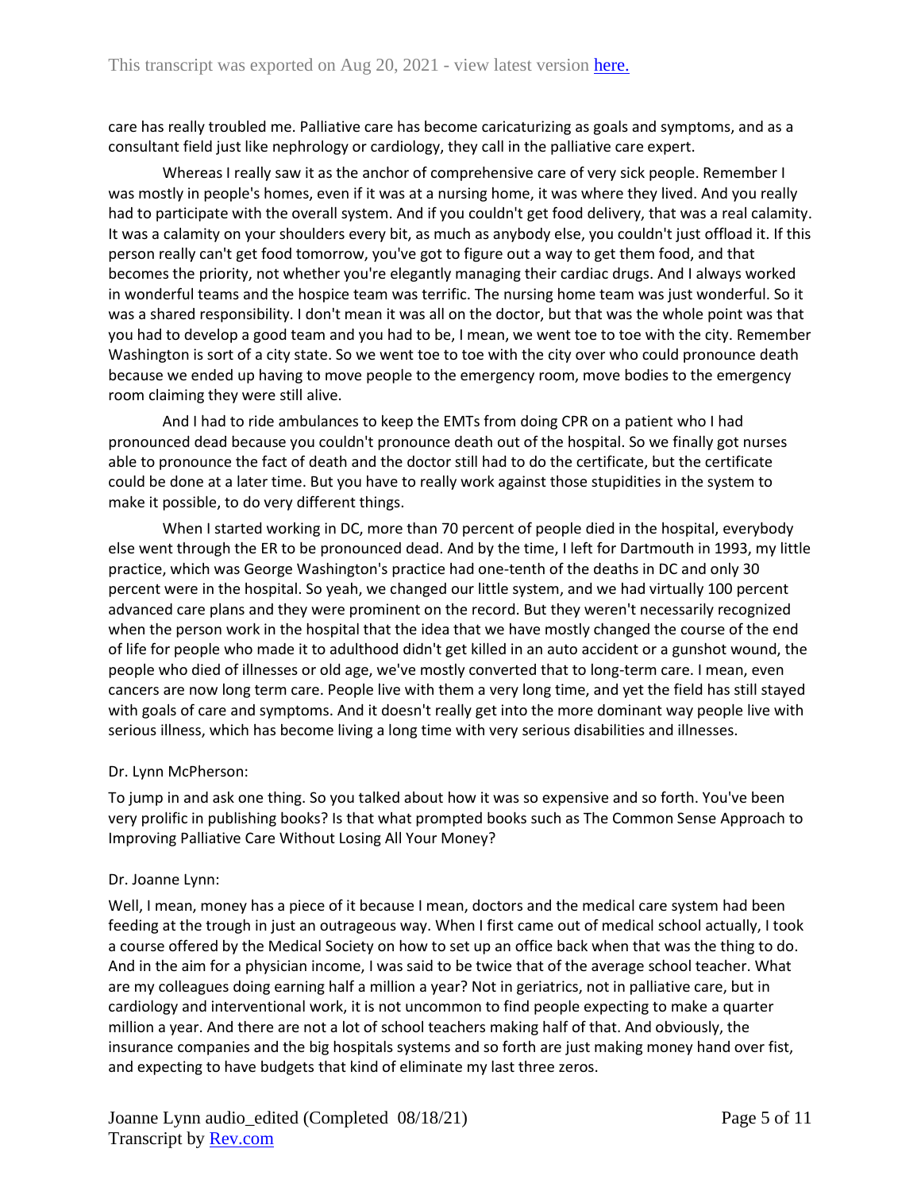care has really troubled me. Palliative care has become caricaturizing as goals and symptoms, and as a consultant field just like nephrology or cardiology, they call in the palliative care expert.

Whereas I really saw it as the anchor of comprehensive care of very sick people. Remember I was mostly in people's homes, even if it was at a nursing home, it was where they lived. And you really had to participate with the overall system. And if you couldn't get food delivery, that was a real calamity. It was a calamity on your shoulders every bit, as much as anybody else, you couldn't just offload it. If this person really can't get food tomorrow, you've got to figure out a way to get them food, and that becomes the priority, not whether you're elegantly managing their cardiac drugs. And I always worked in wonderful teams and the hospice team was terrific. The nursing home team was just wonderful. So it was a shared responsibility. I don't mean it was all on the doctor, but that was the whole point was that you had to develop a good team and you had to be, I mean, we went toe to toe with the city. Remember Washington is sort of a city state. So we went toe to toe with the city over who could pronounce death because we ended up having to move people to the emergency room, move bodies to the emergency room claiming they were still alive.

And I had to ride ambulances to keep the EMTs from doing CPR on a patient who I had pronounced dead because you couldn't pronounce death out of the hospital. So we finally got nurses able to pronounce the fact of death and the doctor still had to do the certificate, but the certificate could be done at a later time. But you have to really work against those stupidities in the system to make it possible, to do very different things.

When I started working in DC, more than 70 percent of people died in the hospital, everybody else went through the ER to be pronounced dead. And by the time, I left for Dartmouth in 1993, my little practice, which was George Washington's practice had one-tenth of the deaths in DC and only 30 percent were in the hospital. So yeah, we changed our little system, and we had virtually 100 percent advanced care plans and they were prominent on the record. But they weren't necessarily recognized when the person work in the hospital that the idea that we have mostly changed the course of the end of life for people who made it to adulthood didn't get killed in an auto accident or a gunshot wound, the people who died of illnesses or old age, we've mostly converted that to long-term care. I mean, even cancers are now long term care. People live with them a very long time, and yet the field has still stayed with goals of care and symptoms. And it doesn't really get into the more dominant way people live with serious illness, which has become living a long time with very serious disabilities and illnesses.

Dr. Lynn McPherson:

To jump in and ask one thing. So you talked about how it was so expensive and so forth. You've been very prolific in publishing books? Is that what prompted books such as The Common Sense Approach to Improving Palliative Care Without Losing All Your Money?

Dr. Joanne Lynn:

Well, I mean, money has a piece of it because I mean, doctors and the medical care system had been feeding at the trough in just an outrageous way. When I first came out of medical school actually, I took a course offered by the Medical Society on how to set up an office back when that was the thing to do. And in the aim for a physician income, I was said to be twice that of the average school teacher. What are my colleagues doing earning half a million a year? Not in geriatrics, not in palliative care, but in cardiology and interventional work, it is not uncommon to find people expecting to make a quarter million a year. And there are not a lot of school teachers making half of that. And obviously, the insurance companies and the big hospitals systems and so forth are just making money hand over fist, and expecting to have budgets that kind of eliminate my last three zeros.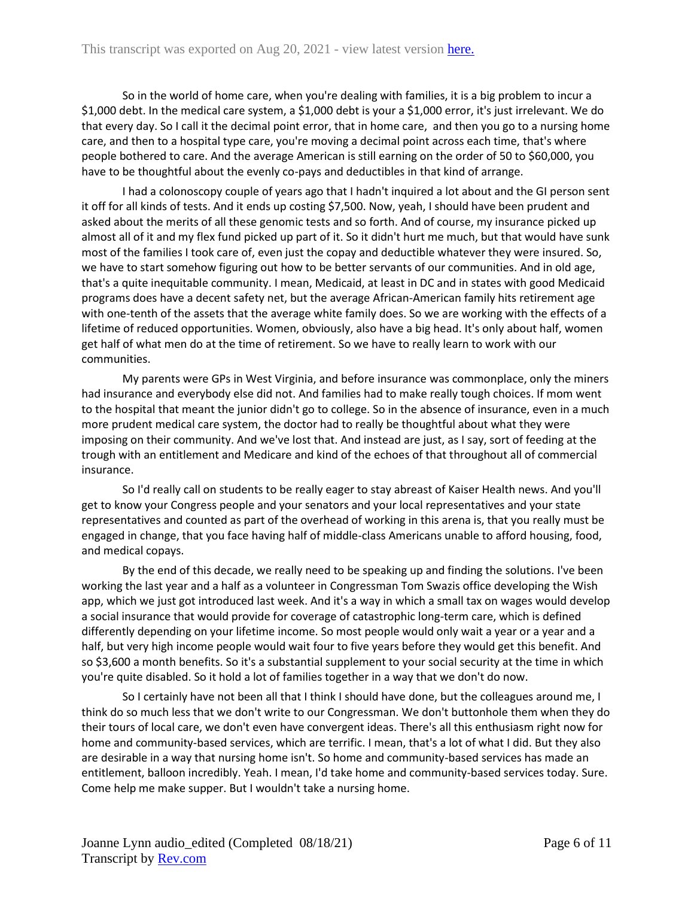So in the world of home care, when you're dealing with families, it is a big problem to incur a $1,000 debt. In the medical care system, a $1,000 debt is your a $1,000 error, it's just irrelevant. We do that every day. So I call it the decimal point error, that in home care, and then you go to a nursing home care, and then to a hospital type care, you're moving a decimal point across each time, that's where people bothered to care. And the average American is still earning on the order of 50 to $60,000, you have to be thoughtful about the evenly co-pays and deductibles in that kind of arrange.

I had a colonoscopy couple of years ago that I hadn't inquired a lot about and the GI person sent it off for all kinds of tests. And it ends up costing $7,500. Now, yeah, I should have been prudent and asked about the merits of all these genomic tests and so forth. And of course, my insurance picked up almost all of it and my flex fund picked up part of it. So it didn't hurt me much, but that would have sunk most of the families I took care of, even just the copay and deductible whatever they were insured. So, we have to start somehow figuring out how to be better servants of our communities. And in old age, that's a quite inequitable community. I mean, Medicaid, at least in DC and in states with good Medicaid programs does have a decent safety net, but the average African-American family hits retirement age with one-tenth of the assets that the average white family does. So we are working with the effects of a lifetime of reduced opportunities. Women, obviously, also have a big head. It's only about half, women get half of what men do at the time of retirement. So we have to really learn to work with our communities.

My parents were GPs in West Virginia, and before insurance was commonplace, only the miners had insurance and everybody else did not. And families had to make really tough choices. If mom went to the hospital that meant the junior didn't go to college. So in the absence of insurance, even in a much more prudent medical care system, the doctor had to really be thoughtful about what they were imposing on their community. And we've lost that. And instead are just, as I say, sort of feeding at the trough with an entitlement and Medicare and kind of the echoes of that throughout all of commercial insurance.

So I'd really call on students to be really eager to stay abreast of Kaiser Health news. And you'll get to know your Congress people and your senators and your local representatives and your state representatives and counted as part of the overhead of working in this arena is, that you really must be engaged in change, that you face having half of middle-class Americans unable to afford housing, food, and medical copays.

By the end of this decade, we really need to be speaking up and finding the solutions. I've been working the last year and a half as a volunteer in Congressman Tom Swazis office developing the Wish app, which we just got introduced last week. And it's a way in which a small tax on wages would develop a social insurance that would provide for coverage of catastrophic long-term care, which is defined differently depending on your lifetime income. So most people would only wait a year or a year and a half, but very high income people would wait four to five years before they would get this benefit. And so $3,600 a month benefits. So it's a substantial supplement to your social security at the time in which you're quite disabled. So it hold a lot of families together in a way that we don't do now.

So I certainly have not been all that I think I should have done, but the colleagues around me, I think do so much less that we don't write to our Congressman. We don't buttonhole them when they do their tours of local care, we don't even have convergent ideas. There's all this enthusiasm right now for home and community-based services, which are terrific. I mean, that's a lot of what I did. But they also are desirable in a way that nursing home isn't. So home and community-based services has made an entitlement, balloon incredibly. Yeah. I mean, I'd take home and community-based services today. Sure. Come help me make supper. But I wouldn't take a nursing home.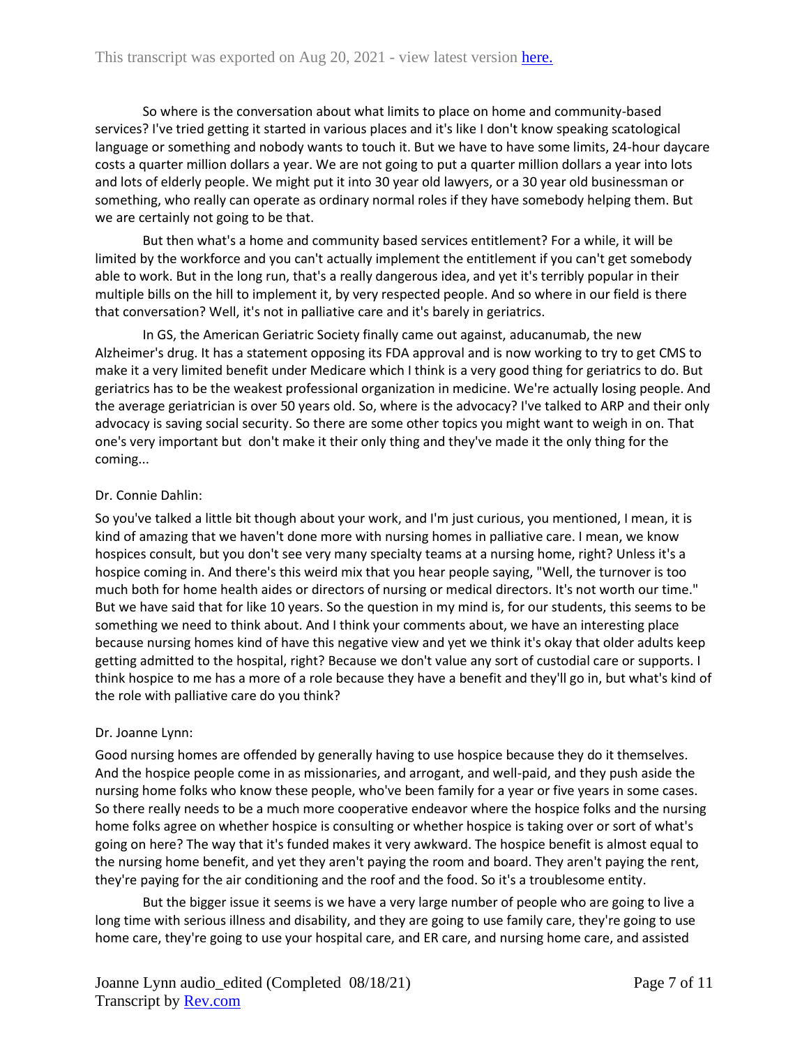So where is the conversation about what limits to place on home and community-based services? I've tried getting it started in various places and it's like I don't know speaking scatological language or something and nobody wants to touch it. But we have to have some limits, 24-hour daycare costs a quarter million dollars a year. We are not going to put a quarter million dollars a year into lots and lots of elderly people. We might put it into 30 year old lawyers, or a 30 year old businessman or something, who really can operate as ordinary normal roles if they have somebody helping them. But we are certainly not going to be that.

But then what's a home and community based services entitlement? For a while, it will be limited by the workforce and you can't actually implement the entitlement if you can't get somebody able to work. But in the long run, that's a really dangerous idea, and yet it's terribly popular in their multiple bills on the hill to implement it, by very respected people. And so where in our field is there that conversation? Well, it's not in palliative care and it's barely in geriatrics.

In GS, the American Geriatric Society finally came out against, aducanumab, the new Alzheimer's drug. It has a statement opposing its FDA approval and is now working to try to get CMS to make it a very limited benefit under Medicare which I think is a very good thing for geriatrics to do. But geriatrics has to be the weakest professional organization in medicine. We're actually losing people. And the average geriatrician is over 50 years old. So, where is the advocacy? I've talked to ARP and their only advocacy is saving social security. So there are some other topics you might want to weigh in on. That one's very important but don't make it their only thing and they've made it the only thing for the coming...

Dr. Connie Dahlin:

So you've talked a little bit though about your work, and I'm just curious, you mentioned, I mean, it is kind of amazing that we haven't done more with nursing homes in palliative care. I mean, we know hospices consult, but you don't see very many specialty teams at a nursing home, right? Unless it's a hospice coming in. And there's this weird mix that you hear people saying, "Well, the turnover is too much both for home health aides or directors of nursing or medical directors. It's not worth our time." But we have said that for like 10 years. So the question in my mind is, for our students, this seems to be something we need to think about. And I think your comments about, we have an interesting place because nursing homes kind of have this negative view and yet we think it's okay that older adults keep getting admitted to the hospital, right? Because we don't value any sort of custodial care or supports. I think hospice to me has a more of a role because they have a benefit and they'll go in, but what's kind of the role with palliative care do you think?

Dr. Joanne Lynn:

Good nursing homes are offended by generally having to use hospice because they do it themselves. And the hospice people come in as missionaries, and arrogant, and well-paid, and they push aside the nursing home folks who know these people, who've been family for a year or five years in some cases. So there really needs to be a much more cooperative endeavor where the hospice folks and the nursing home folks agree on whether hospice is consulting or whether hospice is taking over or sort of what's going on here? The way that it's funded makes it very awkward. The hospice benefit is almost equal to the nursing home benefit, and yet they aren't paying the room and board. They aren't paying the rent, they're paying for the air conditioning and the roof and the food. So it's a troublesome entity.

But the bigger issue it seems is we have a very large number of people who are going to live a long time with serious illness and disability, and they are going to use family care, they're going to use home care, they're going to use your hospital care, and ER care, and nursing home care, and assisted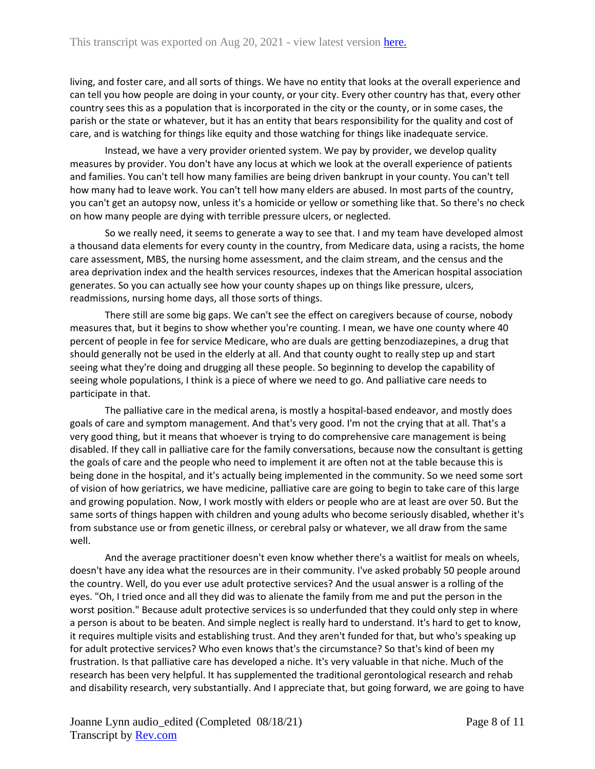living, and foster care, and all sorts of things. We have no entity that looks at the overall experience and can tell you how people are doing in your county, or your city. Every other country has that, every other country sees this as a population that is incorporated in the city or the county, or in some cases, the parish or the state or whatever, but it has an entity that bears responsibility for the quality and cost of care, and is watching for things like equity and those watching for things like inadequate service.

Instead, we have a very provider oriented system. We pay by provider, we develop quality measures by provider. You don't have any locus at which we look at the overall experience of patients and families. You can't tell how many families are being driven bankrupt in your county. You can't tell how many had to leave work. You can't tell how many elders are abused. In most parts of the country, you can't get an autopsy now, unless it's a homicide or yellow or something like that. So there's no check on how many people are dying with terrible pressure ulcers, or neglected.

So we really need, it seems to generate a way to see that. I and my team have developed almost a thousand data elements for every county in the country, from Medicare data, using a racists, the home care assessment, MBS, the nursing home assessment, and the claim stream, and the census and the area deprivation index and the health services resources, indexes that the American hospital association generates. So you can actually see how your county shapes up on things like pressure, ulcers, readmissions, nursing home days, all those sorts of things.

There still are some big gaps. We can't see the effect on caregivers because of course, nobody measures that, but it begins to show whether you're counting. I mean, we have one county where 40 percent of people in fee for service Medicare, who are duals are getting benzodiazepines, a drug that should generally not be used in the elderly at all. And that county ought to really step up and start seeing what they're doing and drugging all these people. So beginning to develop the capability of seeing whole populations, I think is a piece of where we need to go. And palliative care needs to participate in that.

The palliative care in the medical arena, is mostly a hospital-based endeavor, and mostly does goals of care and symptom management. And that's very good. I'm not the crying that at all. That's a very good thing, but it means that whoever is trying to do comprehensive care management is being disabled. If they call in palliative care for the family conversations, because now the consultant is getting the goals of care and the people who need to implement it are often not at the table because this is being done in the hospital, and it's actually being implemented in the community. So we need some sort of vision of how geriatrics, we have medicine, palliative care are going to begin to take care of this large and growing population. Now, I work mostly with elders or people who are at least are over 50. But the same sorts of things happen with children and young adults who become seriously disabled, whether it's from substance use or from genetic illness, or cerebral palsy or whatever, we all draw from the same well.

And the average practitioner doesn't even know whether there's a waitlist for meals on wheels, doesn't have any idea what the resources are in their community. I've asked probably 50 people around the country. Well, do you ever use adult protective services? And the usual answer is a rolling of the eyes. "Oh, I tried once and all they did was to alienate the family from me and put the person in the worst position." Because adult protective services is so underfunded that they could only step in where a person is about to be beaten. And simple neglect is really hard to understand. It's hard to get to know, it requires multiple visits and establishing trust. And they aren't funded for that, but who's speaking up for adult protective services? Who even knows that's the circumstance? So that's kind of been my frustration. Is that palliative care has developed a niche. It's very valuable in that niche. Much of the research has been very helpful. It has supplemented the traditional gerontological research and rehab and disability research, very substantially. And I appreciate that, but going forward, we are going to have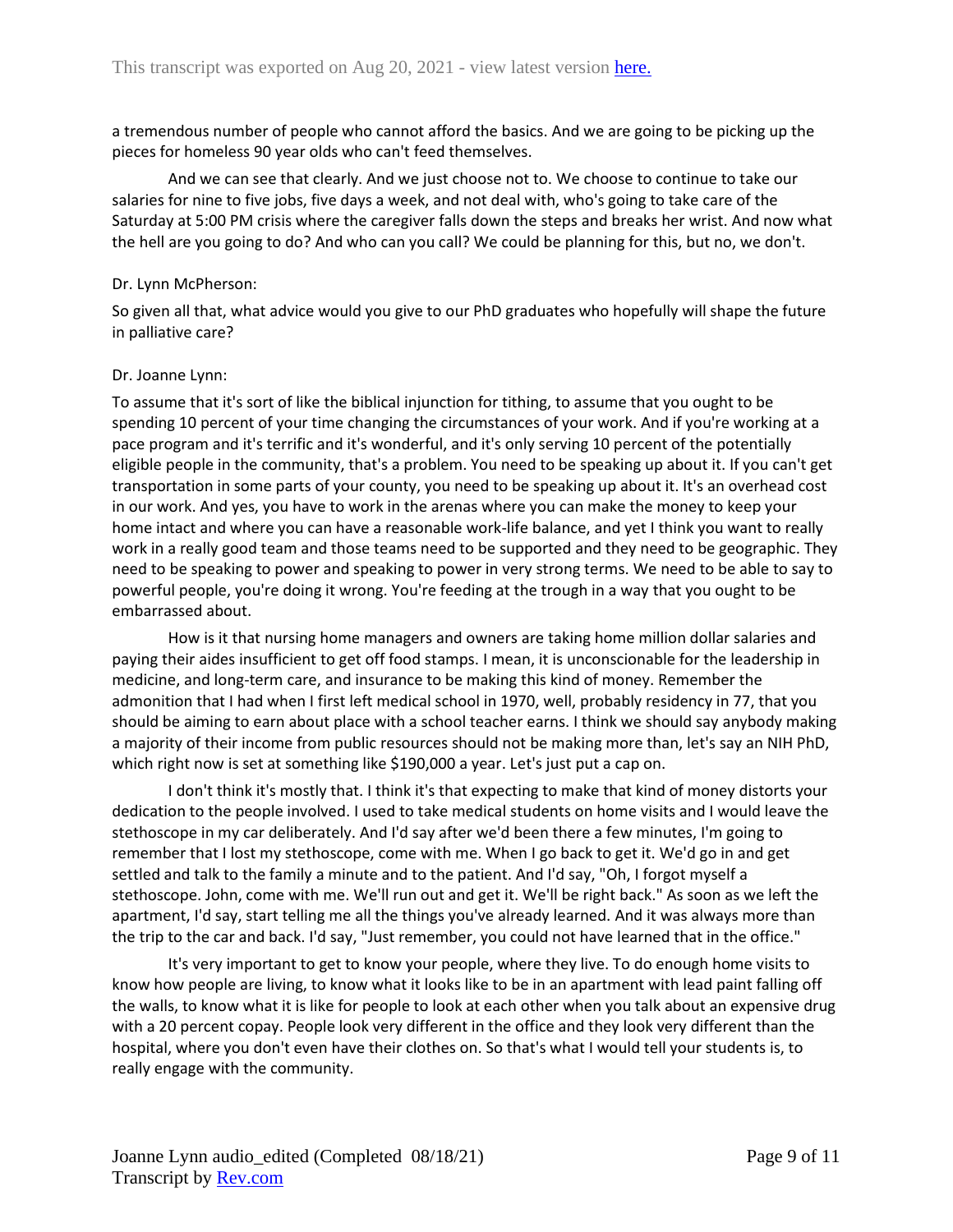a tremendous number of people who cannot afford the basics. And we are going to be picking up the pieces for homeless 90 year olds who can't feed themselves.

And we can see that clearly. And we just choose not to. We choose to continue to take our salaries for nine to five jobs, five days a week, and not deal with, who's going to take care of the Saturday at 5:00 PM crisis where the caregiver falls down the steps and breaks her wrist. And now what the hell are you going to do? And who can you call? We could be planning for this, but no, we don't.

Dr. Lynn McPherson:

So given all that, what advice would you give to our PhD graduates who hopefully will shape the future in palliative care?

Dr. Joanne Lynn:

To assume that it's sort of like the biblical injunction for tithing, to assume that you ought to be spending 10 percent of your time changing the circumstances of your work. And if you're working at a pace program and it's terrific and it's wonderful, and it's only serving 10 percent of the potentially eligible people in the community, that's a problem. You need to be speaking up about it. If you can't get transportation in some parts of your county, you need to be speaking up about it. It's an overhead cost in our work. And yes, you have to work in the arenas where you can make the money to keep your home intact and where you can have a reasonable work-life balance, and yet I think you want to really work in a really good team and those teams need to be supported and they need to be geographic. They need to be speaking to power and speaking to power in very strong terms. We need to be able to say to powerful people, you're doing it wrong. You're feeding at the trough in a way that you ought to be embarrassed about.

How is it that nursing home managers and owners are taking home million dollar salaries and paying their aides insufficient to get off food stamps. I mean, it is unconscionable for the leadership in medicine, and long-term care, and insurance to be making this kind of money. Remember the admonition that I had when I first left medical school in 1970, well, probably residency in 77, that you should be aiming to earn about place with a school teacher earns. I think we should say anybody making a majority of their income from public resources should not be making more than, let's say an NIH PhD, which right now is set at something like $190,000 a year. Let's just put a cap on.

I don't think it's mostly that. I think it's that expecting to make that kind of money distorts your dedication to the people involved. I used to take medical students on home visits and I would leave the stethoscope in my car deliberately. And I'd say after we'd been there a few minutes, I'm going to remember that I lost my stethoscope, come with me. When I go back to get it. We'd go in and get settled and talk to the family a minute and to the patient. And I'd say, "Oh, I forgot myself a stethoscope. John, come with me. We'll run out and get it. We'll be right back." As soon as we left the apartment, I'd say, start telling me all the things you've already learned. And it was always more than the trip to the car and back. I'd say, "Just remember, you could not have learned that in the office."

It's very important to get to know your people, where they live. To do enough home visits to know how people are living, to know what it looks like to be in an apartment with lead paint falling off the walls, to know what it is like for people to look at each other when you talk about an expensive drug with a 20 percent copay. People look very different in the office and they look very different than the hospital, where you don't even have their clothes on. So that's what I would tell your students is, to really engage with the community.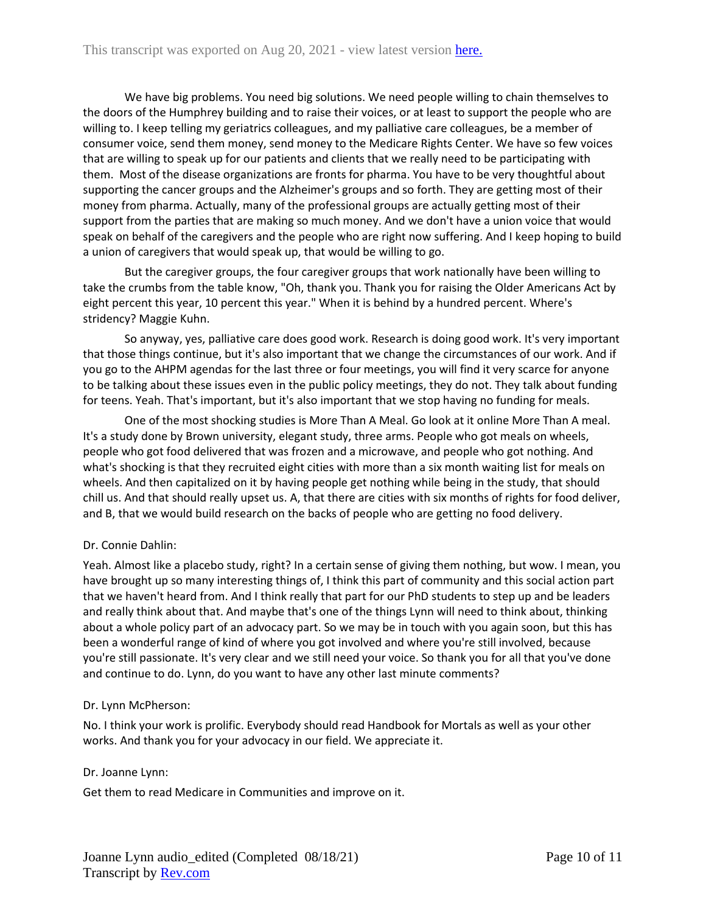We have big problems. You need big solutions. We need people willing to chain themselves to the doors of the Humphrey building and to raise their voices, or at least to support the people who are willing to. I keep telling my geriatrics colleagues, and my palliative care colleagues, be a member of consumer voice, send them money, send money to the Medicare Rights Center. We have so few voices that are willing to speak up for our patients and clients that we really need to be participating with them. Most of the disease organizations are fronts for pharma. You have to be very thoughtful about supporting the cancer groups and the Alzheimer's groups and so forth. They are getting most of their money from pharma. Actually, many of the professional groups are actually getting most of their support from the parties that are making so much money. And we don't have a union voice that would speak on behalf of the caregivers and the people who are right now suffering. And I keep hoping to build a union of caregivers that would speak up, that would be willing to go.

But the caregiver groups, the four caregiver groups that work nationally have been willing to take the crumbs from the table know, "Oh, thank you. Thank you for raising the Older Americans Act by eight percent this year, 10 percent this year." When it is behind by a hundred percent. Where's stridency? Maggie Kuhn.

So anyway, yes, palliative care does good work. Research is doing good work. It's very important that those things continue, but it's also important that we change the circumstances of our work. And if you go to the AHPM agendas for the last three or four meetings, you will find it very scarce for anyone to be talking about these issues even in the public policy meetings, they do not. They talk about funding for teens. Yeah. That's important, but it's also important that we stop having no funding for meals.

One of the most shocking studies is More Than A Meal. Go look at it online More Than A meal. It's a study done by Brown university, elegant study, three arms. People who got meals on wheels, people who got food delivered that was frozen and a microwave, and people who got nothing. And what's shocking is that they recruited eight cities with more than a six month waiting list for meals on wheels. And then capitalized on it by having people get nothing while being in the study, that should chill us. And that should really upset us. A, that there are cities with six months of rights for food deliver, and B, that we would build research on the backs of people who are getting no food delivery.

Dr. Connie Dahlin:

Yeah. Almost like a placebo study, right? In a certain sense of giving them nothing, but wow. I mean, you have brought up so many interesting things of, I think this part of community and this social action part that we haven't heard from. And I think really that part for our PhD students to step up and be leaders and really think about that. And maybe that's one of the things Lynn will need to think about, thinking about a whole policy part of an advocacy part. So we may be in touch with you again soon, but this has been a wonderful range of kind of where you got involved and where you're still involved, because you're still passionate. It's very clear and we still need your voice. So thank you for all that you've done and continue to do. Lynn, do you want to have any other last minute comments?

Dr. Lynn McPherson:

No. I think your work is prolific. Everybody should read Handbook for Mortals as well as your other works. And thank you for your advocacy in our field. We appreciate it.

Dr. Joanne Lynn:

Get them to read Medicare in Communities and improve on it.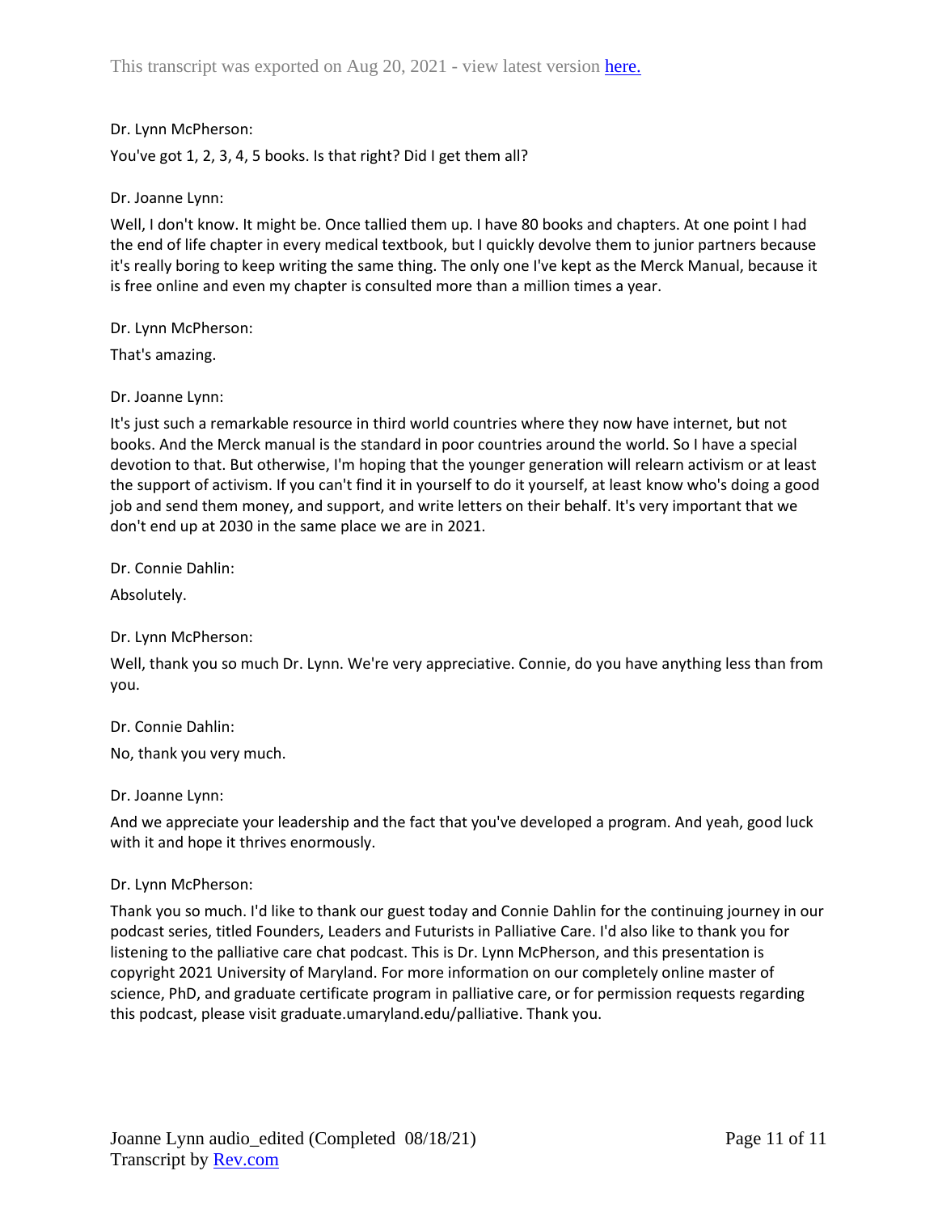Dr. Lynn McPherson:

You've got 1, 2, 3, 4, 5 books. Is that right? Did I get them all?

Dr. Joanne Lynn:

Well, I don't know. It might be. Once tallied them up. I have 80 books and chapters. At one point I had the end of life chapter in every medical textbook, but I quickly devolve them to junior partners because it's really boring to keep writing the same thing. The only one I've kept as the Merck Manual, because it is free online and even my chapter is consulted more than a million times a year.

Dr. Lynn McPherson:

That's amazing.

Dr. Joanne Lynn:

It's just such a remarkable resource in third world countries where they now have internet, but not books. And the Merck manual is the standard in poor countries around the world. So I have a special devotion to that. But otherwise, I'm hoping that the younger generation will relearn activism or at least the support of activism. If you can't find it in yourself to do it yourself, at least know who's doing a good job and send them money, and support, and write letters on their behalf. It's very important that we don't end up at 2030 in the same place we are in 2021.

Dr. Connie Dahlin:

Absolutely.

Dr. Lynn McPherson:

Well, thank you so much Dr. Lynn. We're very appreciative. Connie, do you have anything less than from you.

Dr. Connie Dahlin:

No, thank you very much.

Dr. Joanne Lynn:

And we appreciate your leadership and the fact that you've developed a program. And yeah, good luck with it and hope it thrives enormously.

Dr. Lynn McPherson:

Thank you so much. I'd like to thank our guest today and Connie Dahlin for the continuing journey in our podcast series, titled Founders, Leaders and Futurists in Palliative Care. I'd also like to thank you for listening to the palliative care chat podcast. This is Dr. Lynn McPherson, and this presentation is copyright 2021 University of Maryland. For more information on our completely online master of science, PhD, and graduate certificate program in palliative care, or for permission requests regarding this podcast, please visit graduate.umaryland.edu/palliative. Thank you.